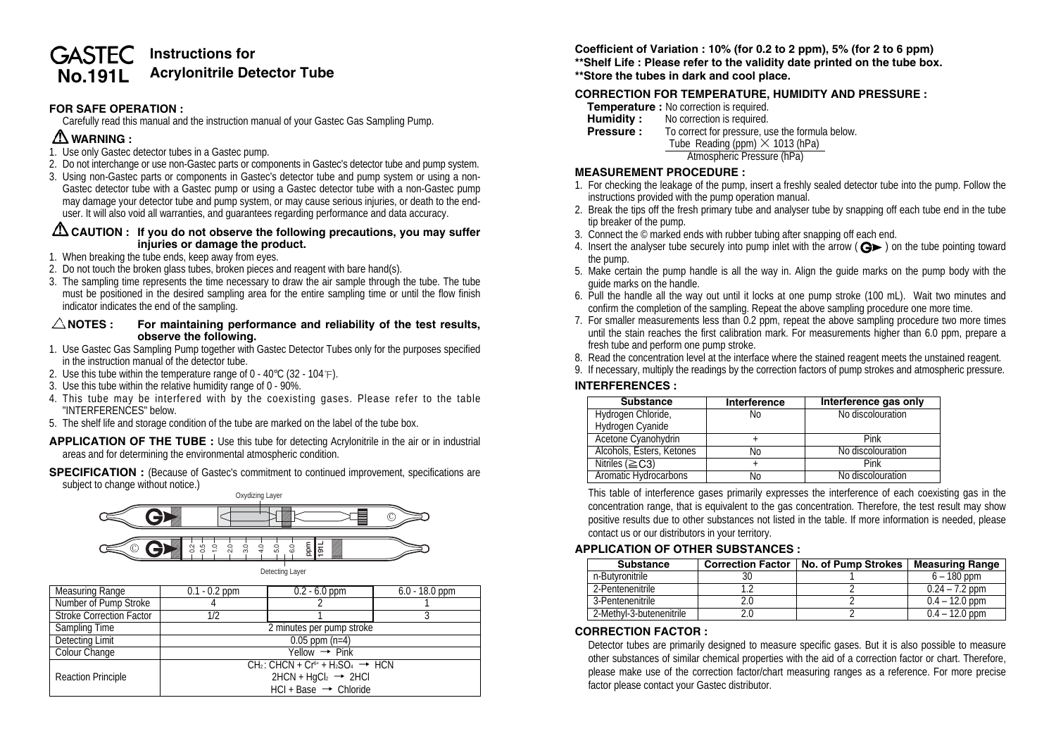# GASTEC No.191L Instructions for Acrylonitrile Detector Tube

## FOR SAFE OPERATION :

Carefully read this manual and the instruction manual of your Gastec Gas Sampling Pump.

### ⚠ WARNING :

1. Use only Gastec detector tubes in a Gastec pump.
2. Do not interchange or use non-Gastec parts or components in Gastec's detector tube and pump system.
3. Using non-Gastec parts or components in Gastec's detector tube and pump system or using a non-Gastec detector tube with a Gastec pump or using a Gastec detector tube with a non-Gastec pump may damage your detector tube and pump system, or may cause serious injuries, or death to the end-user. It will also void all warranties, and guarantees regarding performance and data accuracy.

### ⚠ CAUTION : If you do not observe the following precautions, you may suffer injuries or damage the product.

1. When breaking the tube ends, keep away from eyes.
2. Do not touch the broken glass tubes, broken pieces and reagent with bare hand(s).
3. The sampling time represents the time necessary to draw the air sample through the tube. The tube must be positioned in the desired sampling area for the entire sampling time or until the flow finish indicator indicates the end of the sampling.

### △ NOTES : For maintaining performance and reliability of the test results, observe the following.

1. Use Gastec Gas Sampling Pump together with Gastec Detector Tubes only for the purposes specified in the instruction manual of the detector tube.
2. Use this tube within the temperature range of 0 - 40℃ (32 - 104℉).
3. Use this tube within the relative humidity range of 0 - 90%.
4. This tube may be interfered with by the coexisting gases. Please refer to the table "INTERFERENCES" below.
5. The shelf life and storage condition of the tube are marked on the label of the tube box.

**APPLICATION OF THE TUBE :** Use this tube for detecting Acrylonitrile in the air or in industrial areas and for determining the environmental atmospheric condition.

**SPECIFICATION :** (Because of Gastec's commitment to continued improvement, specifications are subject to change without notice.)

Oxydizing Layer

Detecting Layer

| Measuring Range | 0.1 - 0.2 ppm | 0.2 - 6.0 ppm | 6.0 - 18.0 ppm |
|---|---|---|---|
| Number of Pump Stroke | 4 | 2 | 1 |
| Stroke Correction Factor | 1/2 | 1 | 3 |
| Sampling Time | 2 minutes per pump stroke | | |
| Detecting Limit | 0.05 ppm (n=4) | | |
| Colour Change | Yellow → Pink | | |
| Reaction Principle | $CH_2$ : CHCN + $Cr^{6+}$ + $H_2SO_4$ → HCN<br>2HCN + $HgCl_2$ → 2HCl<br>HCl + Base → Chloride | | |

**Coefficient of Variation : 10% (for 0.2 to 2 ppm), 5% (for 2 to 6 ppm)**
**\*\*Shelf Life : Please refer to the validity date printed on the tube box.**
**\*\*Store the tubes in dark and cool place.**

## CORRECTION FOR TEMPERATURE, HUMIDITY AND PRESSURE :

**Temperature :** No correction is required.
**Humidity :** No correction is required.
**Pressure :** To correct for pressure, use the formula below.

$$\frac{\text{Tube Reading (ppm)} \times 1013 \text{ (hPa)}}{\text{Atmospheric Pressure (hPa)}}$$

## MEASUREMENT PROCEDURE :

1. For checking the leakage of the pump, insert a freshly sealed detector tube into the pump. Follow the instructions provided with the pump operation manual.
2. Break the tips off the fresh primary tube and analyser tube by snapping off each tube end in the tube tip breaker of the pump.
3. Connect the © marked ends with rubber tubing after snapping off each end.
4. Insert the analyser tube securely into pump inlet with the arrow (G▶) on the tube pointing toward the pump.
5. Make certain the pump handle is all the way in. Align the guide marks on the pump body with the guide marks on the handle.
6. Pull the handle all the way out until it locks at one pump stroke (100 mL). Wait two minutes and confirm the completion of the sampling. Repeat the above sampling procedure one more time.
7. For smaller measurements less than 0.2 ppm, repeat the above sampling procedure two more times until the stain reaches the first calibration mark. For measurements higher than 6.0 ppm, prepare a fresh tube and perform one pump stroke.
8. Read the concentration level at the interface where the stained reagent meets the unstained reagent.
9. If necessary, multiply the readings by the correction factors of pump strokes and atmospheric pressure.

## INTERFERENCES :

| Substance | Interference | Interference gas only |
|---|---|---|
| Hydrogen Chloride, Hydrogen Cyanide | No | No discolouration |
| Acetone Cyanohydrin | + | Pink |
| Alcohols, Esters, Ketones | No | No discolouration |
| Nitriles (≧C3) | + | Pink |
| Aromatic Hydrocarbons | No | No discolouration |

This table of interference gases primarily expresses the interference of each coexisting gas in the concentration range, that is equivalent to the gas concentration. Therefore, the test result may show positive results due to other substances not listed in the table. If more information is needed, please contact us or our distributors in your territory.

## APPLICATION OF OTHER SUBSTANCES :

| Substance | Correction Factor | No. of Pump Strokes | Measuring Range |
|---|---|---|---|
| n-Butyronitrile | 30 | 1 | 6 – 180 ppm |
| 2-Pentenenitrile | 1.2 | 2 | 0.24 – 7.2 ppm |
| 3-Pentenenitrile | 2.0 | 2 | 0.4 – 12.0 ppm |
| 2-Methyl-3-butenenitrile | 2.0 | 2 | 0.4 – 12.0 ppm |

## CORRECTION FACTOR :

Detector tubes are primarily designed to measure specific gases. But it is also possible to measure other substances of similar chemical properties with the aid of a correction factor or chart. Therefore, please make use of the correction factor/chart measuring ranges as a reference. For more precise factor please contact your Gastec distributor.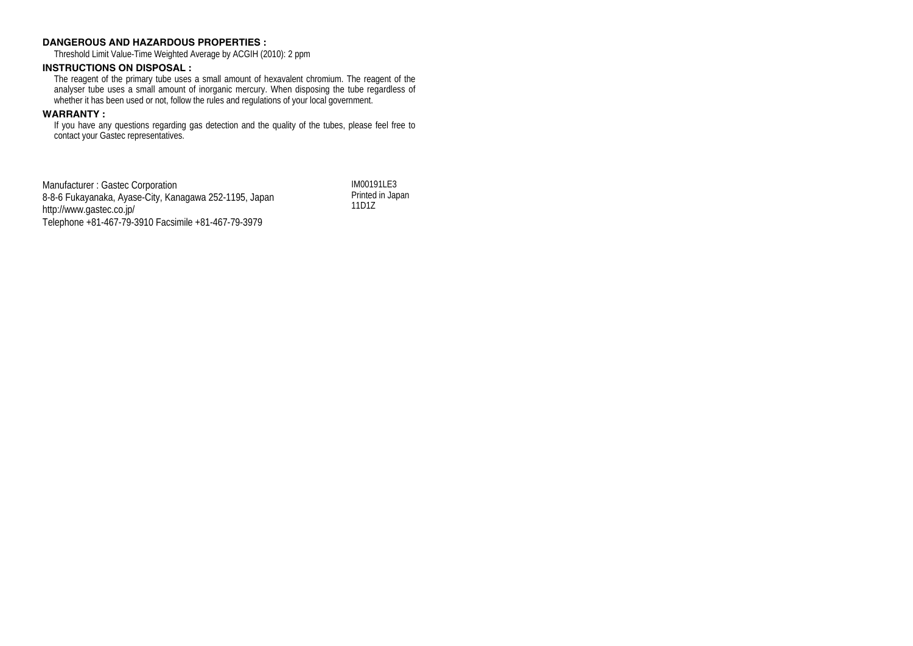### DANGEROUS AND HAZARDOUS PROPERTIES :

Threshold Limit Value-Time Weighted Average by ACGIH (2010): 2 ppm

### INSTRUCTIONS ON DISPOSAL :

The reagent of the primary tube uses a small amount of hexavalent chromium. The reagent of the analyser tube uses a small amount of inorganic mercury. When disposing the tube regardless of whether it has been used or not, follow the rules and regulations of your local government.

### WARRANTY :

If you have any questions regarding gas detection and the quality of the tubes, please feel free to contact your Gastec representatives.

Manufacturer : Gastec Corporation
8-8-6 Fukayanaka, Ayase-City, Kanagawa 252-1195, Japan
http://www.gastec.co.jp/
Telephone +81-467-79-3910 Facsimile +81-467-79-3979

IM00191LE3
Printed in Japan
11D1Z